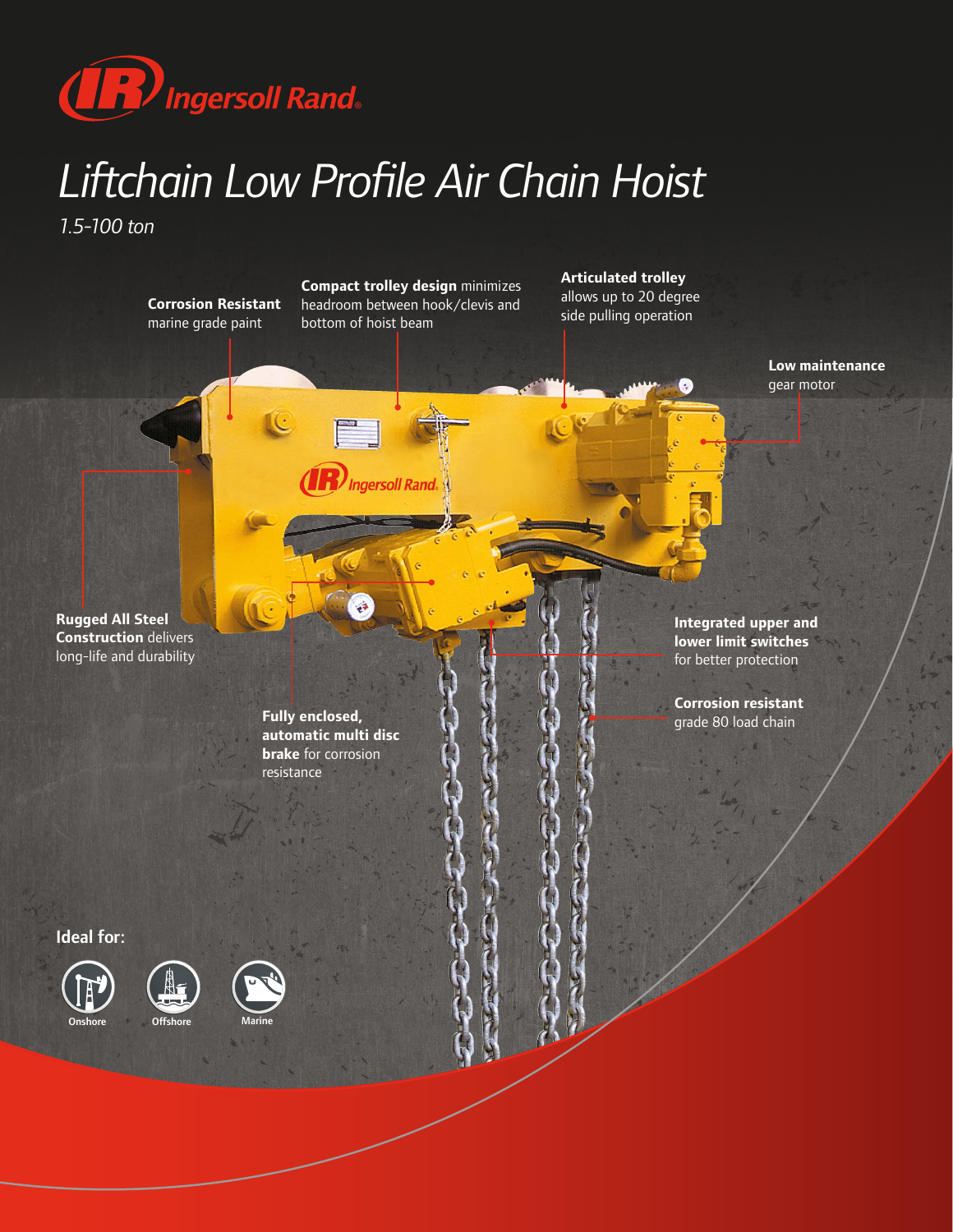Ingersoll Rand

# Liftchain Low Profile Air Chain Hoist

*1.5-100 ton*

**Corrosion Resistant** marine grade paint

**Compact trolley design** minimizes headroom between hook/clevis and bottom of hoist beam

**Articulated trolley** allows up to 20 degree side pulling operation

**Low maintenance** gear motor

**Rugged All Steel Construction** delivers long-life and durability

**Integrated upper and lower limit switches** for better protection

**Fully enclosed, automatic multi disc brake** for corrosion resistance

**Corrosion resistant** grade 80 load chain

**Ideal for:**

- Onshore
- Offshore
- Marine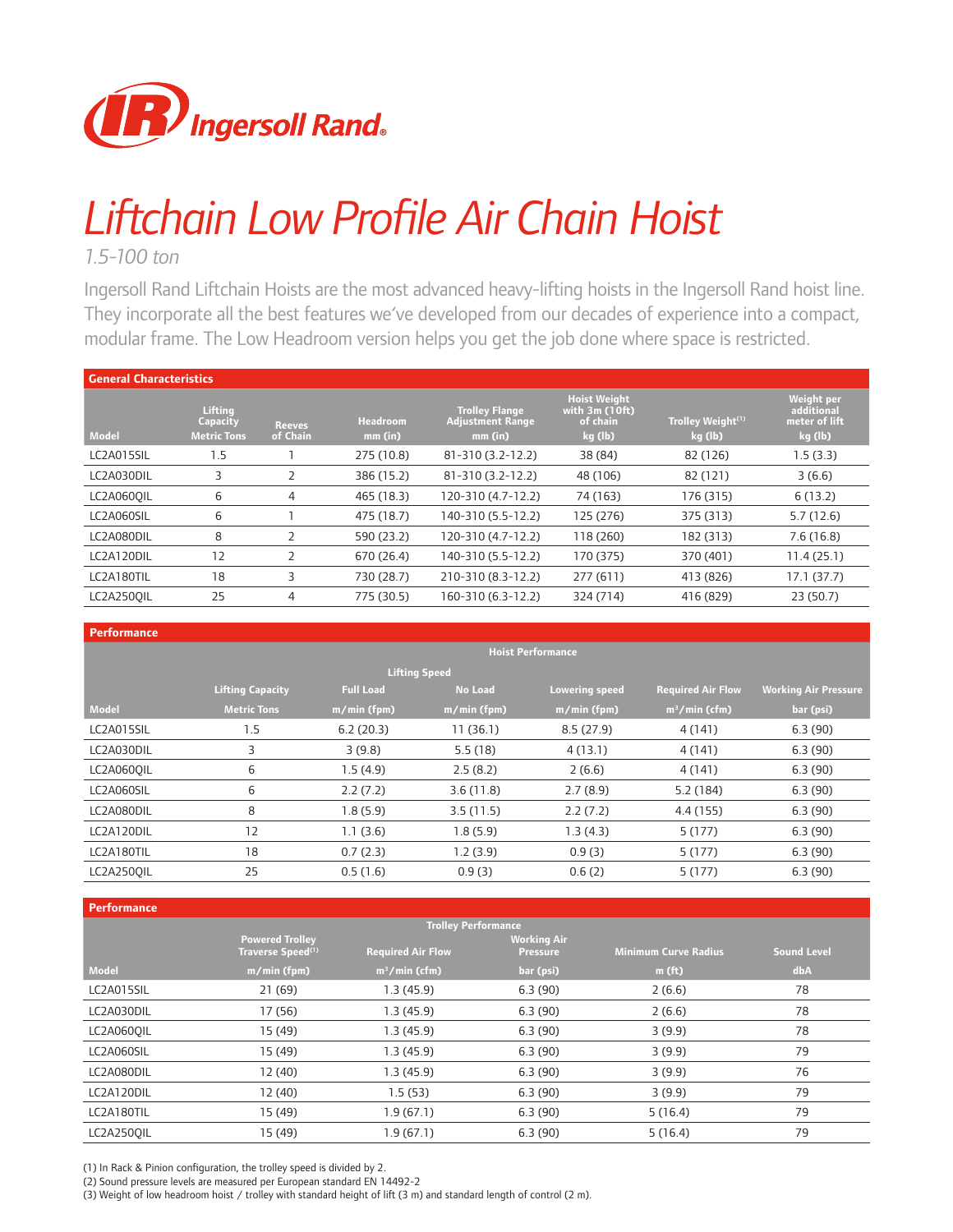Ingersoll Rand

# Liftchain Low Profile Air Chain Hoist

*1.5-100 ton*

Ingersoll Rand Liftchain Hoists are the most advanced heavy-lifting hoists in the Ingersoll Rand hoist line. They incorporate all the best features we've developed from our decades of experience into a compact, modular frame. The Low Headroom version helps you get the job done where space is restricted.

## General Characteristics

| Model | Lifting Capacity Metric Tons | Reeves of Chain | Headroom mm (in) | Trolley Flange Adjustment Range mm (in) | Hoist Weight with 3m (10ft) of chain kg (lb) | Trolley Weight[1] kg (lb) | Weight per additional meter of lift kg (lb) |
|---|---|---|---|---|---|---|---|
| LC2A015SIL | 1.5 | 1 | 275 (10.8) | 81-310 (3.2-12.2) | 38 (84) | 82 (126) | 1.5 (3.3) |
| LC2A030DIL | 3 | 2 | 386 (15.2) | 81-310 (3.2-12.2) | 48 (106) | 82 (121) | 3 (6.6) |
| LC2A060QIL | 6 | 4 | 465 (18.3) | 120-310 (4.7-12.2) | 74 (163) | 176 (315) | 6 (13.2) |
| LC2A060SIL | 6 | 1 | 475 (18.7) | 140-310 (5.5-12.2) | 125 (276) | 375 (313) | 5.7 (12.6) |
| LC2A080DIL | 8 | 2 | 590 (23.2) | 120-310 (4.7-12.2) | 118 (260) | 182 (313) | 7.6 (16.8) |
| LC2A120DIL | 12 | 2 | 670 (26.4) | 140-310 (5.5-12.2) | 170 (375) | 370 (401) | 11.4 (25.1) |
| LC2A180TIL | 18 | 3 | 730 (28.7) | 210-310 (8.3-12.2) | 277 (611) | 413 (826) | 17.1 (37.7) |
| LC2A250QIL | 25 | 4 | 775 (30.5) | 160-310 (6.3-12.2) | 324 (714) | 416 (829) | 23 (50.7) |

## Performance

| | Hoist Performance | | | | | |
|---|---|---|---|---|---|---|
| | | Lifting Speed | | | | |
| Model | Lifting Capacity Metric Tons | Full Load m/min (fpm) | No Load m/min (fpm) | Lowering speed m/min (fpm) | Required Air Flow m³/min (cfm) | Working Air Pressure bar (psi) |
| LC2A015SIL | 1.5 | 6.2 (20.3) | 11 (36.1) | 8.5 (27.9) | 4 (141) | 6.3 (90) |
| LC2A030DIL | 3 | 3 (9.8) | 5.5 (18) | 4 (13.1) | 4 (141) | 6.3 (90) |
| LC2A060QIL | 6 | 1.5 (4.9) | 2.5 (8.2) | 2 (6.6) | 4 (141) | 6.3 (90) |
| LC2A060SIL | 6 | 2.2 (7.2) | 3.6 (11.8) | 2.7 (8.9) | 5.2 (184) | 6.3 (90) |
| LC2A080DIL | 8 | 1.8 (5.9) | 3.5 (11.5) | 2.2 (7.2) | 4.4 (155) | 6.3 (90) |
| LC2A120DIL | 12 | 1.1 (3.6) | 1.8 (5.9) | 1.3 (4.3) | 5 (177) | 6.3 (90) |
| LC2A180TIL | 18 | 0.7 (2.3) | 1.2 (3.9) | 0.9 (3) | 5 (177) | 6.3 (90) |
| LC2A250QIL | 25 | 0.5 (1.6) | 0.9 (3) | 0.6 (2) | 5 (177) | 6.3 (90) |

## Performance

| | Trolley Performance | | | | |
|---|---|---|---|---|---|
| Model | Powered Trolley Traverse Speed[1] m/min (fpm) | Required Air Flow m³/min (cfm) | Working Air Pressure bar (psi) | Minimum Curve Radius m (ft) | Sound Level dbA |
| LC2A015SIL | 21 (69) | 1.3 (45.9) | 6.3 (90) | 2 (6.6) | 78 |
| LC2A030DIL | 17 (56) | 1.3 (45.9) | 6.3 (90) | 2 (6.6) | 78 |
| LC2A060QIL | 15 (49) | 1.3 (45.9) | 6.3 (90) | 3 (9.9) | 78 |
| LC2A060SIL | 15 (49) | 1.3 (45.9) | 6.3 (90) | 3 (9.9) | 79 |
| LC2A080DIL | 12 (40) | 1.3 (45.9) | 6.3 (90) | 3 (9.9) | 76 |
| LC2A120DIL | 12 (40) | 1.5 (53) | 6.3 (90) | 3 (9.9) | 79 |
| LC2A180TIL | 15 (49) | 1.9 (67.1) | 6.3 (90) | 5 (16.4) | 79 |
| LC2A250QIL | 15 (49) | 1.9 (67.1) | 6.3 (90) | 5 (16.4) | 79 |

(1) In Rack & Pinion configuration, the trolley speed is divided by 2.
(2) Sound pressure levels are measured per European standard EN 14492-2
(3) Weight of low headroom hoist / trolley with standard height of lift (3 m) and standard length of control (2 m).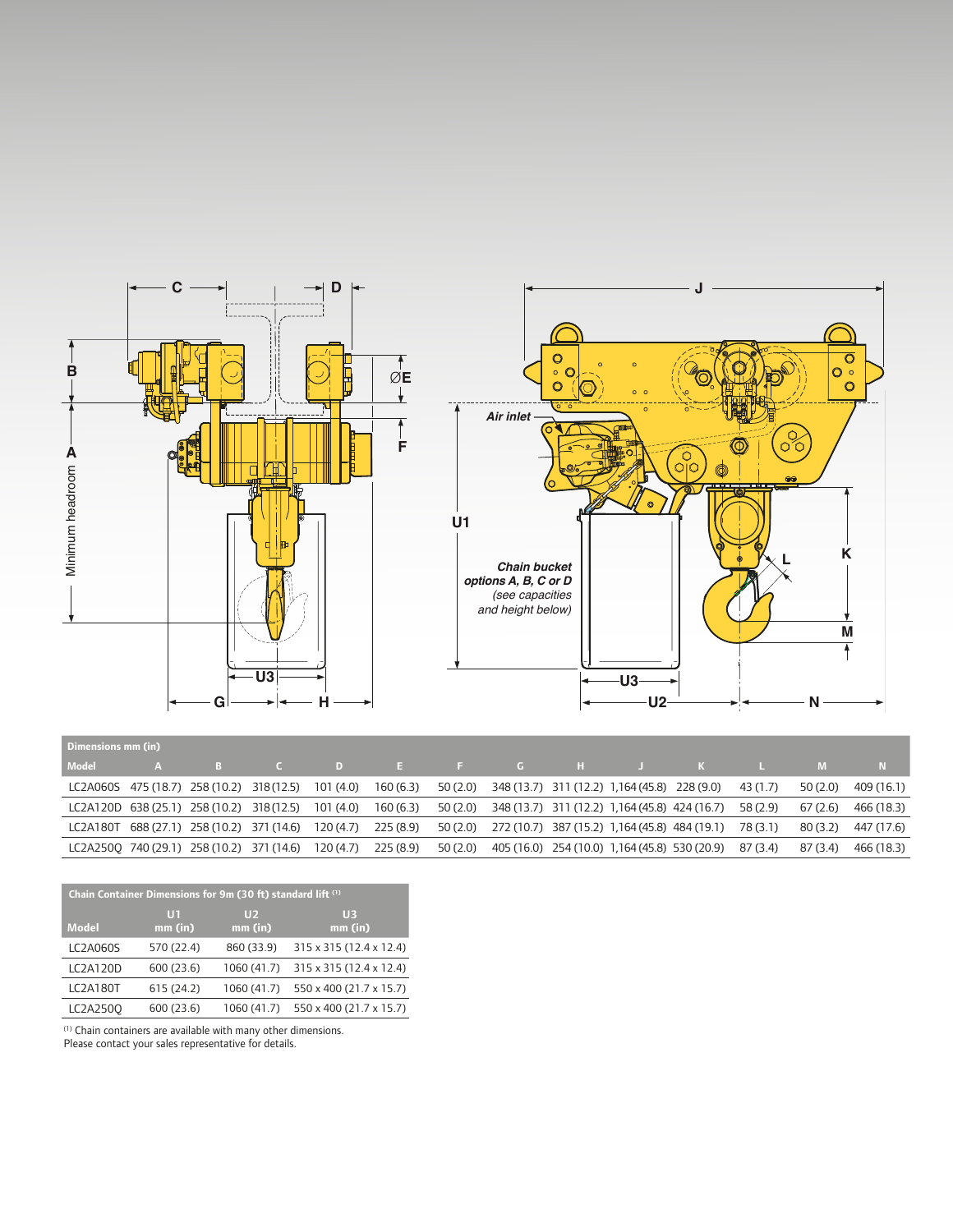**Dimensions mm (in)**

| Model | A | B | C | D | E | F | G | H | J | K | L | M | N |
|---|---|---|---|---|---|---|---|---|---|---|---|---|---|
| LC2A060S | 475 (18.7) | 258 (10.2) | 318 (12.5) | 101 (4.0) | 160 (6.3) | 50 (2.0) | 348 (13.7) | 311 (12.2) | 1,164 (45.8) | 228 (9.0) | 43 (1.7) | 50 (2.0) | 409 (16.1) |
| LC2A120D | 638 (25.1) | 258 (10.2) | 318 (12.5) | 101 (4.0) | 160 (6.3) | 50 (2.0) | 348 (13.7) | 311 (12.2) | 1,164 (45.8) | 424 (16.7) | 58 (2.9) | 67 (2.6) | 466 (18.3) |
| LC2A180T | 688 (27.1) | 258 (10.2) | 371 (14.6) | 120 (4.7) | 225 (8.9) | 50 (2.0) | 272 (10.7) | 387 (15.2) | 1,164 (45.8) | 484 (19.1) | 78 (3.1) | 80 (3.2) | 447 (17.6) |
| LC2A250Q | 740 (29.1) | 258 (10.2) | 371 (14.6) | 120 (4.7) | 225 (8.9) | 50 (2.0) | 405 (16.0) | 254 (10.0) | 1,164 (45.8) | 530 (20.9) | 87 (3.4) | 87 (3.4) | 466 (18.3) |

**Chain Container Dimensions for 9m (30 ft) standard lift [1]**

| Model | U1 mm (in) | U2 mm (in) | U3 mm (in) |
|---|---|---|---|
| LC2A060S | 570 (22.4) | 860 (33.9) | 315 x 315 (12.4 x 12.4) |
| LC2A120D | 600 (23.6) | 1060 (41.7) | 315 x 315 (12.4 x 12.4) |
| LC2A180T | 615 (24.2) | 1060 (41.7) | 550 x 400 (21.7 x 15.7) |
| LC2A250Q | 600 (23.6) | 1060 (41.7) | 550 x 400 (21.7 x 15.7) |

[1] Chain containers are available with many other dimensions.
Please contact your sales representative for details.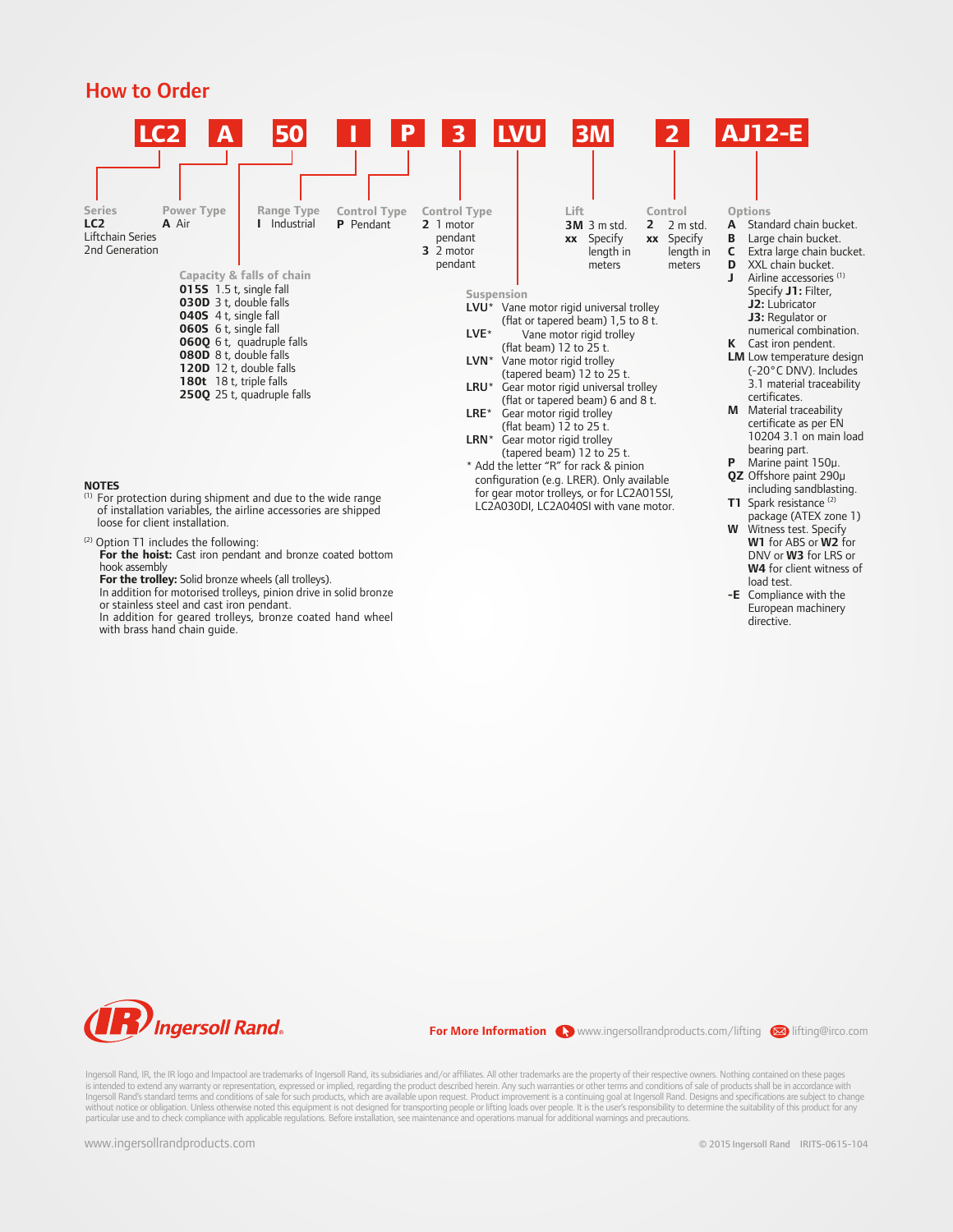## How to Order

**LC2 A 50 I P 3 LVU 3M 2 AJ12-E**

**Series**
**LC2** Liftchain Series 2nd Generation

**Power Type**
**A** Air

**Capacity & falls of chain**
**015S** 1.5 t, single fall
**030D** 3 t, double falls
**040S** 4 t, single fall
**060S** 6 t, single fall
**060Q** 6 t, quadruple falls
**080D** 8 t, double falls
**120D** 12 t, double falls
**180t** 18 t, triple falls
**250Q** 25 t, quadruple falls

**Range Type**
**I** Industrial

**Control Type**
**P** Pendant

**Control Type**
**2** 1 motor pendant
**3** 2 motor pendant

**Suspension**
**LVU*** Vane motor rigid universal trolley (flat or tapered beam) 1,5 to 8 t.
**LVE*** Vane motor rigid trolley (flat beam) 12 to 25 t.
**LVN*** Vane motor rigid trolley (tapered beam) 12 to 25 t.
**LRU*** Gear motor rigid universal trolley (flat or tapered beam) 6 and 8 t.
**LRE*** Gear motor rigid trolley (flat beam) 12 to 25 t.
**LRN*** Gear motor rigid trolley (tapered beam) 12 to 25 t.
* Add the letter "R" for rack & pinion configuration (e.g. LRER). Only available for gear motor trolleys, or for LC2A015SI, LC2A030DI, LC2A040SI with vane motor.

**Lift**
**3M** 3 m std.
**xx** Specify length in meters

**Control**
**2** 2 m std.
**xx** Specify length in meters

**Options**
**A** Standard chain bucket.
**B** Large chain bucket.
**C** Extra large chain bucket.
**D** XXL chain bucket.
**J** Airline accessories [(1)] Specify **J1:** Filter, **J2:** Lubricator **J3:** Regulator or numerical combination.
**K** Cast iron pendent.
**LM** Low temperature design (-20°C DNV). Includes 3.1 material traceability certificates.
**M** Material traceability certificate as per EN 10204 3.1 on main load bearing part.
**P** Marine paint 150µ.
**QZ** Offshore paint 290µ including sandblasting.
**T1** Spark resistance [(2)] package (ATEX zone 1)
**W** Witness test. Specify **W1** for ABS or **W2** for DNV or **W3** for LRS or **W4** for client witness of load test.
**-E** Compliance with the European machinery directive.

**NOTES**

[(1)] For protection during shipment and due to the wide range of installation variables, the airline accessories are shipped loose for client installation.

[(2)] Option T1 includes the following:
**For the hoist:** Cast iron pendant and bronze coated bottom hook assembly
**For the trolley:** Solid bronze wheels (all trolleys).
In addition for motorised trolleys, pinion drive in solid bronze or stainless steel and cast iron pendant.
In addition for geared trolleys, bronze coated hand wheel with brass hand chain guide.

Ingersoll Rand

**For More Information** www.ingersollrandproducts.com/lifting lifting@irco.com

Ingersoll Rand, IR, the IR logo and Impactool are trademarks of Ingersoll Rand, its subsidiaries and/or affiliates. All other trademarks are the property of their respective owners. Nothing contained on these pages is intended to extend any warranty or representation, expressed or implied, regarding the product described herein. Any such warranties or other terms and conditions of sale of products shall be in accordance with Ingersoll Rand's standard terms and conditions of sale for such products, which are available upon request. Product improvement is a continuing goal at Ingersoll Rand. Designs and specifications are subject to change without notice or obligation. Unless otherwise noted this equipment is not designed for transporting people or lifting loads over people. It is the user's responsibility to determine the suitability of this product for any particular use and to check compliance with applicable regulations. Before installation, see maintenance and operations manual for additional warnings and precautions.

www.ingersollrandproducts.com © 2015 Ingersoll Rand IRITS-0615-104